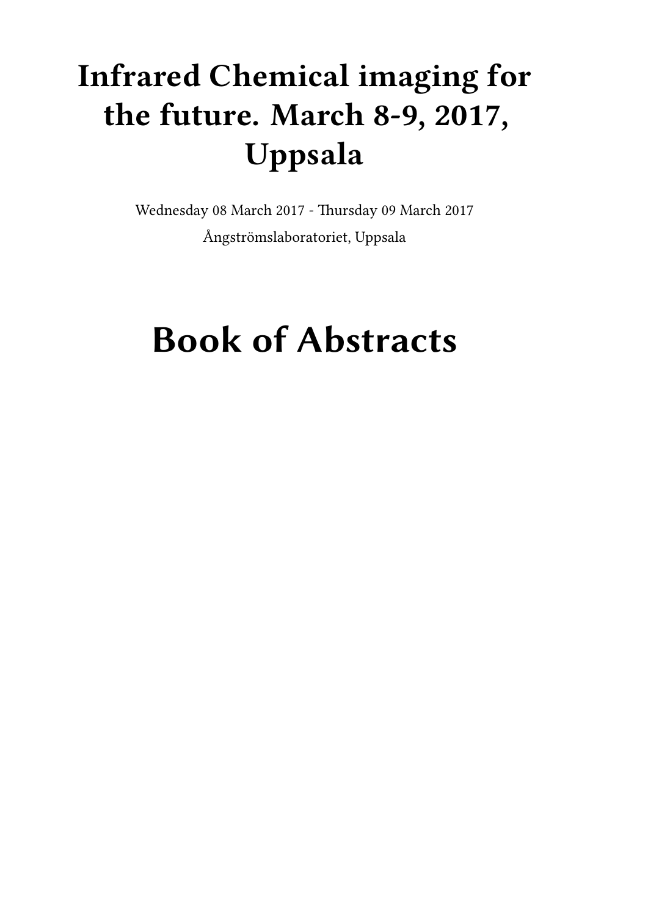# Infrared Chemical imaging for the future. March 8-9, 2017, Uppsala

Wednesday 08 March 2017 - Thursday 09 March 2017

Ångströmslaboratoriet, Uppsala

# Book of Abstracts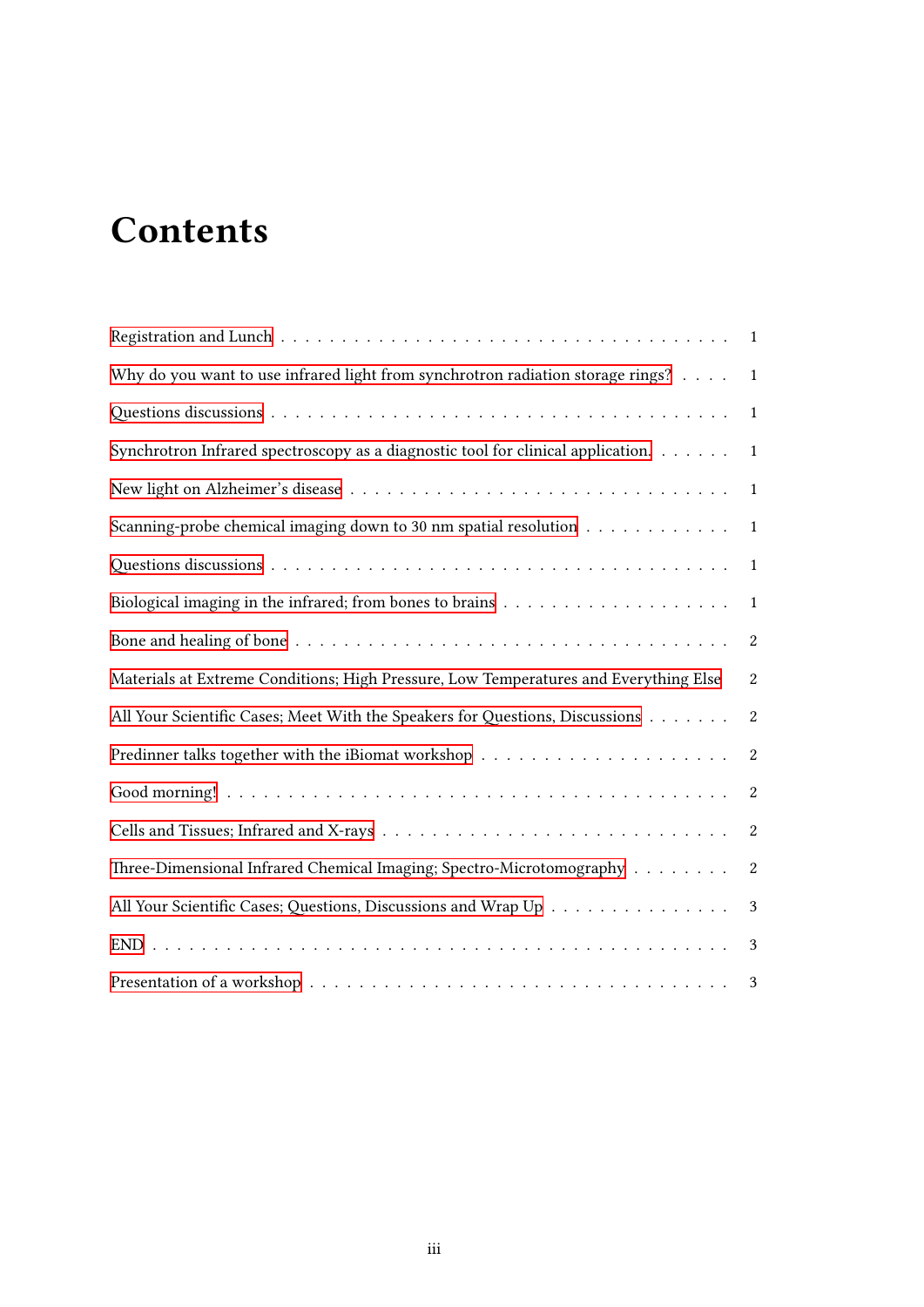# Contents

Registration and Lunch . . . . . . . . . . . . . . . . . . . . . . . . . . . . . . . . . . . . 1

Why do you want to use infrared light from synchrotron radiation storage rings? . . . . 1

Questions discussions . . . . . . . . . . . . . . . . . . . . . . . . . . . . . . . . . . . . 1

Synchrotron Infrared spectroscopy as a diagnostic tool for clinical application. . . . . . . 1

New light on Alzheimer's disease . . . . . . . . . . . . . . . . . . . . . . . . . . . . . . 1

Scanning-probe chemical imaging down to 30 nm spatial resolution . . . . . . . . . . . . 1

Questions discussions . . . . . . . . . . . . . . . . . . . . . . . . . . . . . . . . . . . . 1

Biological imaging in the infrared; from bones to brains . . . . . . . . . . . . . . . . . . 1

Bone and healing of bone . . . . . . . . . . . . . . . . . . . . . . . . . . . . . . . . . . 2

Materials at Extreme Conditions; High Pressure, Low Temperatures and Everything Else 2

All Your Scientific Cases; Meet With the Speakers for Questions, Discussions . . . . . . . 2

Predinner talks together with the iBiomat workshop . . . . . . . . . . . . . . . . . . . . 2

Good morning! . . . . . . . . . . . . . . . . . . . . . . . . . . . . . . . . . . . . . . . . 2

Cells and Tissues; Infrared and X-rays . . . . . . . . . . . . . . . . . . . . . . . . . . . 2

Three-Dimensional Infrared Chemical Imaging; Spectro-Microtomography . . . . . . . . 2

All Your Scientific Cases; Questions, Discussions and Wrap Up . . . . . . . . . . . . . . 3

END . . . . . . . . . . . . . . . . . . . . . . . . . . . . . . . . . . . . . . . . . . . . . 3

Presentation of a workshop . . . . . . . . . . . . . . . . . . . . . . . . . . . . . . . . . 3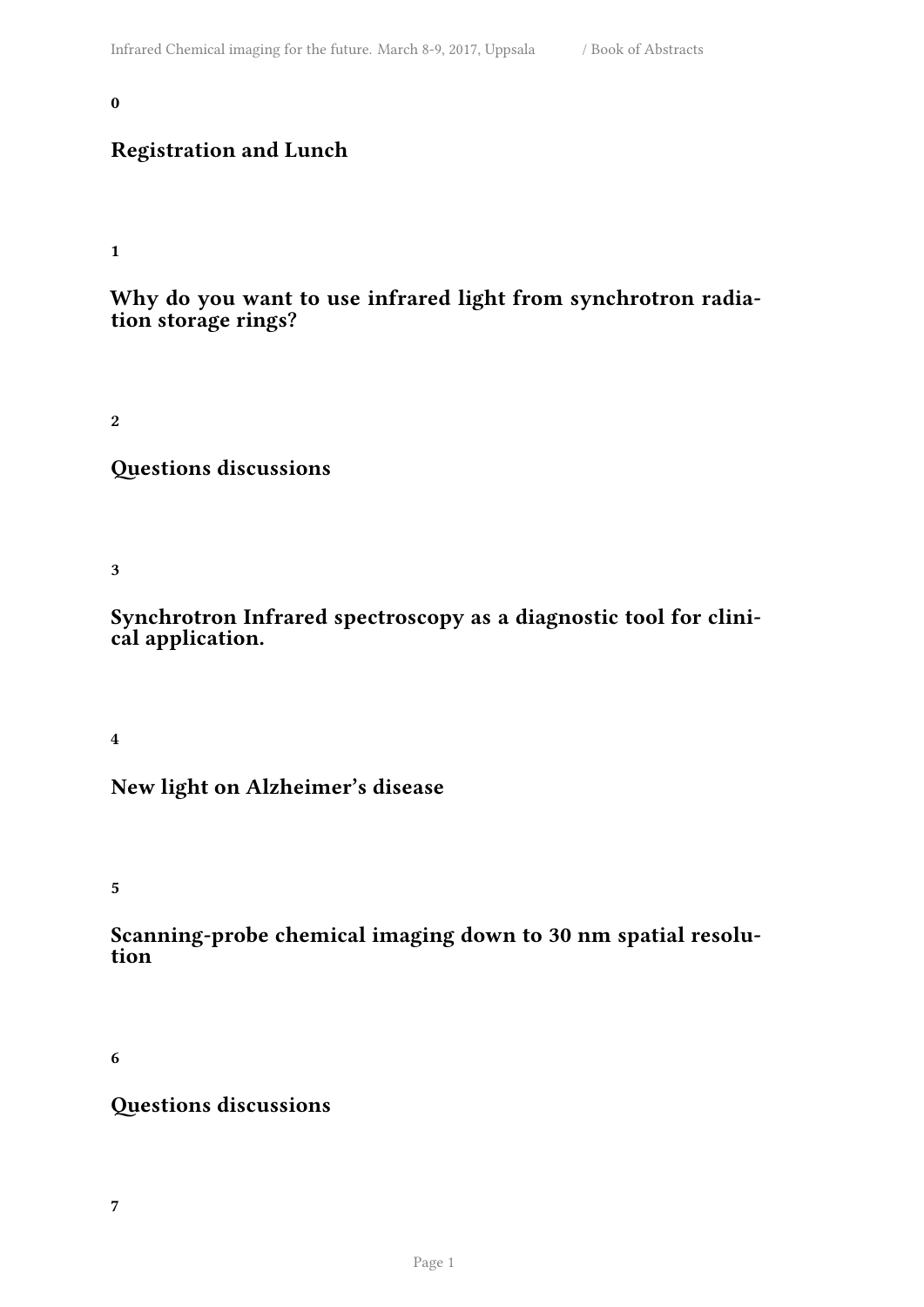**0**

## Registration and Lunch

**1**

## Why do you want to use infrared light from synchrotron radiation storage rings?

**2**

## Questions discussions

**3**

## Synchrotron Infrared spectroscopy as a diagnostic tool for clinical application.

**4**

## New light on Alzheimer's disease

**5**

## Scanning-probe chemical imaging down to 30 nm spatial resolution

**6**

## Questions discussions

**7**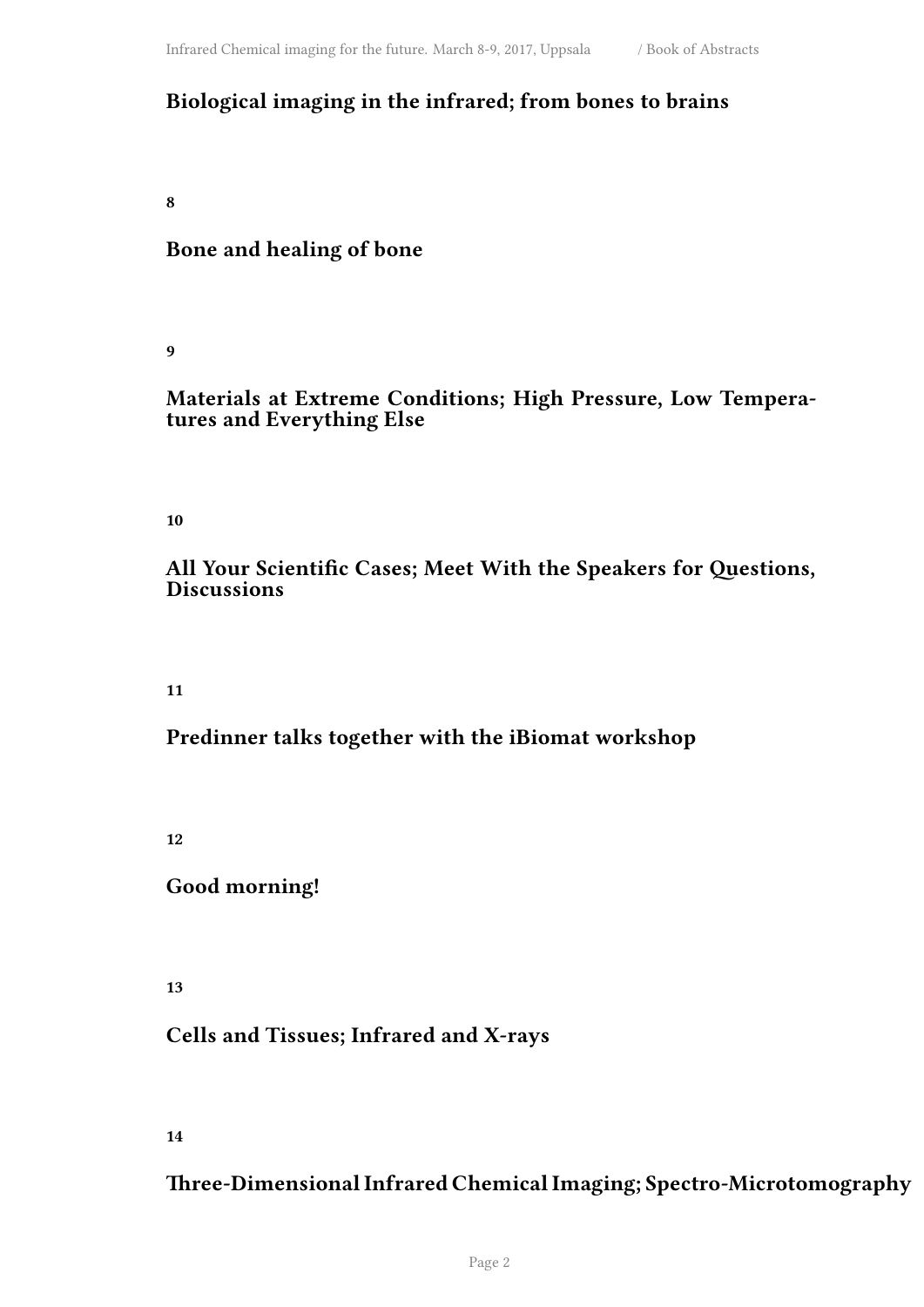## Biological imaging in the infrared; from bones to brains

**8**

## Bone and healing of bone

**9**

## Materials at Extreme Conditions; High Pressure, Low Temperatures and Everything Else

**10**

## All Your Scientific Cases; Meet With the Speakers for Questions, Discussions

**11**

## Predinner talks together with the iBiomat workshop

**12**

## Good morning!

**13**

## Cells and Tissues; Infrared and X-rays

**14**

## Three-Dimensional Infrared Chemical Imaging; Spectro-Microtomography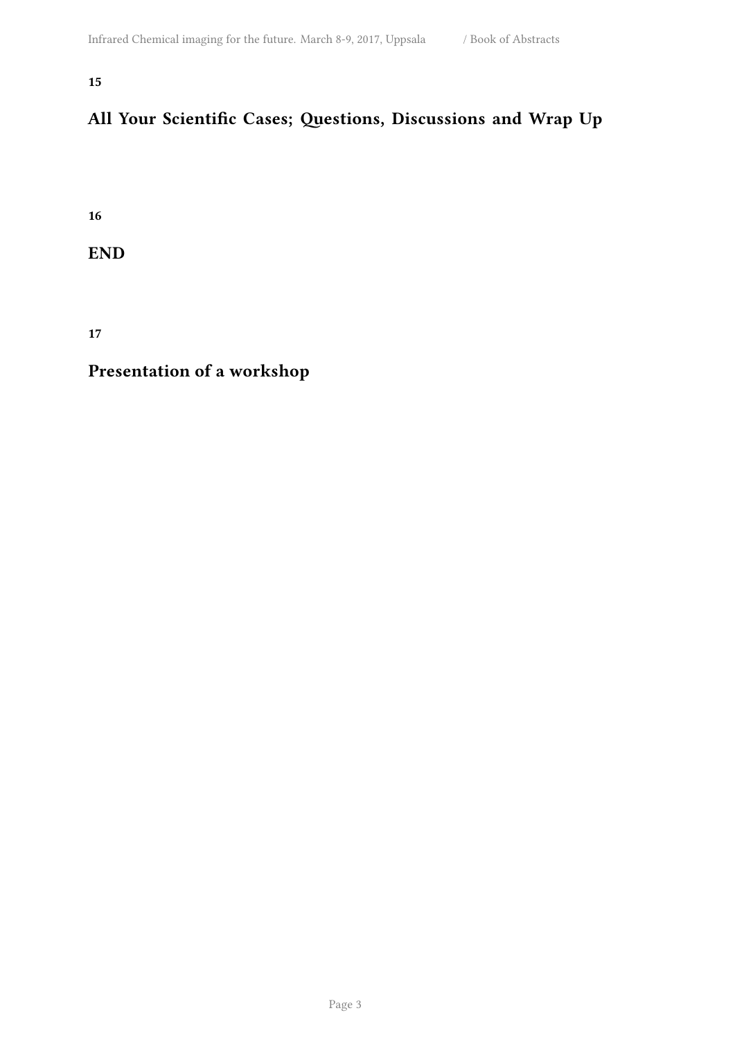**15**

## All Your Scientific Cases; Questions, Discussions and Wrap Up

**16**

## END

**17**

## Presentation of a workshop